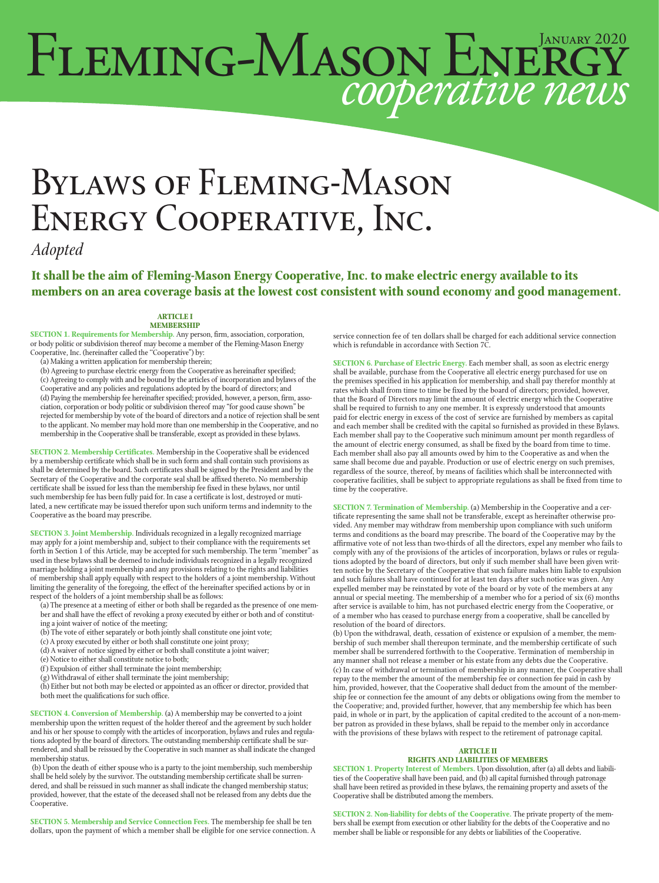# Fleming-Mason Energy *cooperative news*

January 2020

# Bylaws of Fleming-Mason Energy Cooperative, Inc.

*Adopted*

**It shall be the aim of Fleming-Mason Energy Cooperative, Inc. to make electric energy available to its members on an area coverage basis at the lowest cost consistent with sound economy and good management.**

## ARTICLE I
## MEMBERSHIP

**SECTION 1. Requirements for Membership.** Any person, firm, association, corporation, or body politic or subdivision thereof may become a member of the Fleming-Mason Energy Cooperative, Inc. (hereinafter called the "Cooperative") by:

(a) Making a written application for membership therein;

(b) Agreeing to purchase electric energy from the Cooperative as hereinafter specified;

(c) Agreeing to comply with and be bound by the articles of incorporation and bylaws of the Cooperative and any policies and regulations adopted by the board of directors; and

(d) Paying the membership fee hereinafter specified; provided, however, a person, firm, association, corporation or body politic or subdivision thereof may "for good cause shown" be rejected for membership by vote of the board of directors and a notice of rejection shall be sent to the applicant. No member may hold more than one membership in the Cooperative, and no membership in the Cooperative shall be transferable, except as provided in these bylaws.

**SECTION 2. Membership Certificates.** Membership in the Cooperative shall be evidenced by a membership certificate which shall be in such form and shall contain such provisions as shall be determined by the board. Such certificates shall be signed by the President and by the Secretary of the Cooperative and the corporate seal shall be affixed thereto. No membership certificate shall be issued for less than the membership fee fixed in these bylaws, nor until such membership fee has been fully paid for. In case a certificate is lost, destroyed or mutilated, a new certificate may be issued therefor upon such uniform terms and indemnity to the Cooperative as the board may prescribe.

**SECTION 3. Joint Membership.** Individuals recognized in a legally recognized marriage may apply for a joint membership and, subject to their compliance with the requirements set forth in Section 1 of this Article, may be accepted for such membership. The term "member" as used in these bylaws shall be deemed to include individuals recognized in a legally recognized marriage holding a joint membership and any provisions relating to the rights and liabilities of membership shall apply equally with respect to the holders of a joint membership. Without limiting the generality of the foregoing, the effect of the hereinafter specified actions by or in respect of the holders of a joint membership shall be as follows:

(a) The presence at a meeting of either or both shall be regarded as the presence of one member and shall have the effect of revoking a proxy executed by either or both and of constituting a joint waiver of notice of the meeting;

(b) The vote of either separately or both jointly shall constitute one joint vote;

(c) A proxy executed by either or both shall constitute one joint proxy;

(d) A waiver of notice signed by either or both shall constitute a joint waiver;

(e) Notice to either shall constitute notice to both;

(f) Expulsion of either shall terminate the joint membership;

(g) Withdrawal of either shall terminate the joint membership;

(h) Either but not both may be elected or appointed as an officer or director, provided that both meet the qualifications for such office.

**SECTION 4. Conversion of Membership.** (a) A membership may be converted to a joint membership upon the written request of the holder thereof and the agreement by such holder and his or her spouse to comply with the articles of incorporation, bylaws and rules and regulations adopted by the board of directors. The outstanding membership certificate shall be surrendered, and shall be reissued by the Cooperative in such manner as shall indicate the changed membership status.

(b) Upon the death of either spouse who is a party to the joint membership, such membership shall be held solely by the survivor. The outstanding membership certificate shall be surrendered, and shall be reissued in such manner as shall indicate the changed membership status; provided, however, that the estate of the deceased shall not be released from any debts due the Cooperative.

**SECTION 5. Membership and Service Connection Fees.** The membership fee shall be ten dollars, upon the payment of which a member shall be eligible for one service connection. A service connection fee of ten dollars shall be charged for each additional service connection which is refundable in accordance with Section 7C.

**SECTION 6. Purchase of Electric Energy.** Each member shall, as soon as electric energy shall be available, purchase from the Cooperative all electric energy purchased for use on the premises specified in his application for membership, and shall pay therefor monthly at rates which shall from time to time be fixed by the board of directors; provided, however, that the Board of Directors may limit the amount of electric energy which the Cooperative shall be required to furnish to any one member. It is expressly understood that amounts paid for electric energy in excess of the cost of service are furnished by members as capital and each member shall be credited with the capital so furnished as provided in these Bylaws. Each member shall pay to the Cooperative such minimum amount per month regardless of the amount of electric energy consumed, as shall be fixed by the board from time to time. Each member shall also pay all amounts owed by him to the Cooperative as and when the same shall become due and payable. Production or use of electric energy on such premises, regardless of the source, thereof, by means of facilities which shall be interconnected with cooperative facilities, shall be subject to appropriate regulations as shall be fixed from time to time by the cooperative.

**SECTION 7. Termination of Membership.** (a) Membership in the Cooperative and a certificate representing the same shall not be transferable, except as hereinafter otherwise provided. Any member may withdraw from membership upon compliance with such uniform terms and conditions as the board may prescribe. The board of the Cooperative may by the affirmative vote of not less than two-thirds of all the directors, expel any member who fails to comply with any of the provisions of the articles of incorporation, bylaws or rules or regulations adopted by the board of directors, but only if such member shall have been given written notice by the Secretary of the Cooperative that such failure makes him liable to expulsion and such failures shall have continued for at least ten days after such notice was given. Any expelled member may be reinstated by vote of the board or by vote of the members at any annual or special meeting. The membership of a member who for a period of six (6) months after service is available to him, has not purchased electric energy from the Cooperative, or of a member who has ceased to purchase energy from a cooperative, shall be cancelled by resolution of the board of directors.

(b) Upon the withdrawal, death, cessation of existence or expulsion of a member, the membership of such member shall thereupon terminate, and the membership certificate of such member shall be surrendered forthwith to the Cooperative. Termination of membership in any manner shall not release a member or his estate from any debts due the Cooperative.

(c) In case of withdrawal or termination of membership in any manner, the Cooperative shall repay to the member the amount of the membership fee or connection fee paid in cash by him, provided, however, that the Cooperative shall deduct from the amount of the membership fee or connection fee the amount of any debts or obligations owing from the member to the Cooperative; and, provided further, however, that any membership fee which has been paid, in whole or in part, by the application of capital credited to the account of a non-member patron as provided in these bylaws, shall be repaid to the member only in accordance with the provisions of these bylaws with respect to the retirement of patronage capital.

## ARTICLE II
## RIGHTS AND LIABILITIES OF MEMBERS

**SECTION 1. Property Interest of Members.** Upon dissolution, after (a) all debts and liabilities of the Cooperative shall have been paid, and (b) all capital furnished through patronage shall have been retired as provided in these bylaws, the remaining property and assets of the Cooperative shall be distributed among the members.

**SECTION 2. Non-liability for debts of the Cooperative.** The private property of the members shall be exempt from execution or other liability for the debts of the Cooperative and no member shall be liable or responsible for any debts or liabilities of the Cooperative.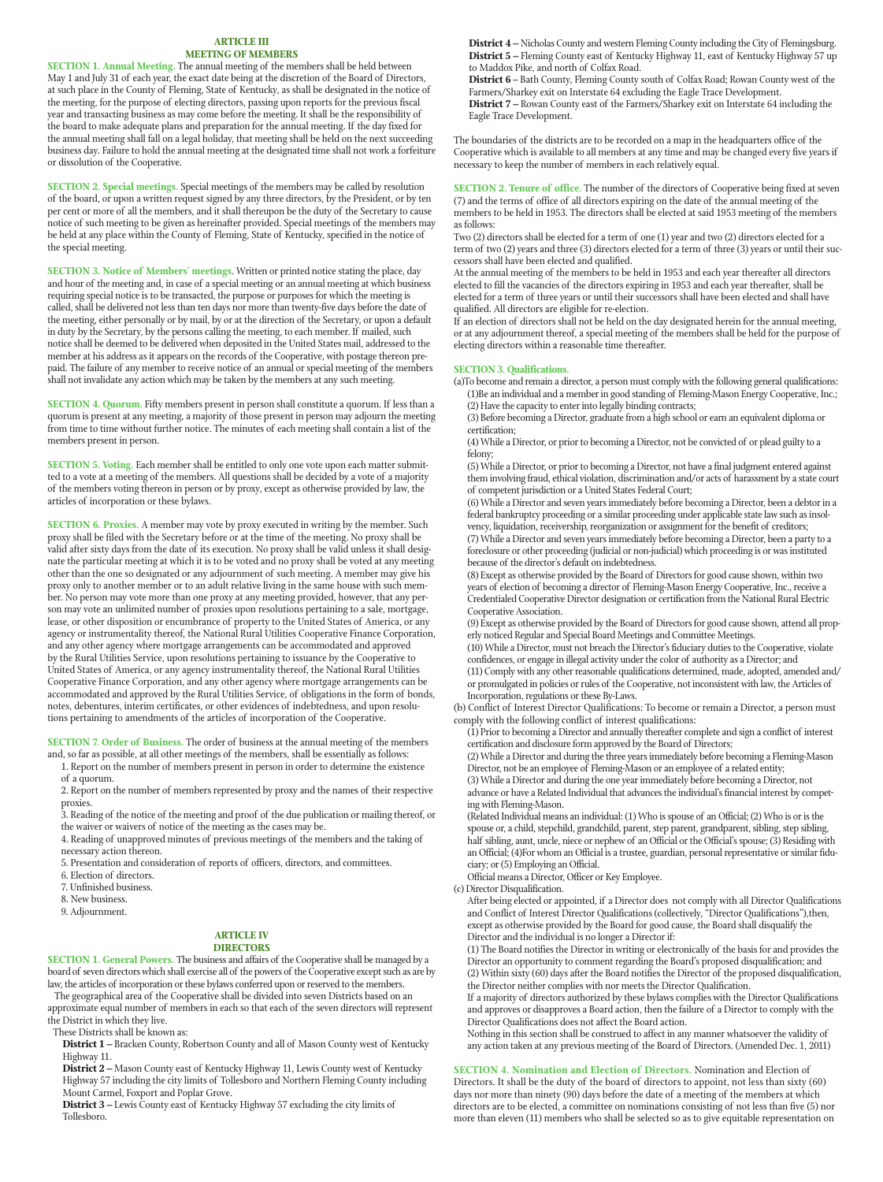## ARTICLE III
## MEETING OF MEMBERS

**SECTION 1. Annual Meeting.** The annual meeting of the members shall be held between May 1 and July 31 of each year, the exact date being at the discretion of the Board of Directors, at such place in the County of Fleming, State of Kentucky, as shall be designated in the notice of the meeting, for the purpose of electing directors, passing upon reports for the previous fiscal year and transacting business as may come before the meeting. It shall be the responsibility of the board to make adequate plans and preparation for the annual meeting. If the day fixed for the annual meeting shall fall on a legal holiday, that meeting shall be held on the next succeeding business day. Failure to hold the annual meeting at the designated time shall not work a forfeiture or dissolution of the Cooperative.

**SECTION 2. Special meetings.** Special meetings of the members may be called by resolution of the board, or upon a written request signed by any three directors, by the President, or by ten per cent or more of all the members, and it shall thereupon be the duty of the Secretary to cause notice of such meeting to be given as hereinafter provided. Special meetings of the members may be held at any place within the County of Fleming, State of Kentucky, specified in the notice of the special meeting.

**SECTION 3. Notice of Members' meetings.** Written or printed notice stating the place, day and hour of the meeting and, in case of a special meeting or an annual meeting at which business requiring special notice is to be transacted, the purpose or purposes for which the meeting is called, shall be delivered not less than ten days nor more than twenty-five days before the date of the meeting, either personally or by mail, by or at the direction of the Secretary, or upon a default in duty by the Secretary, by the persons calling the meeting, to each member. If mailed, such notice shall be deemed to be delivered when deposited in the United States mail, addressed to the member at his address as it appears on the records of the Cooperative, with postage thereon prepaid. The failure of any member to receive notice of an annual or special meeting of the members shall not invalidate any action which may be taken by the members at any such meeting.

**SECTION 4. Quorum.** Fifty members present in person shall constitute a quorum. If less than a quorum is present at any meeting, a majority of those present in person may adjourn the meeting from time to time without further notice. The minutes of each meeting shall contain a list of the members present in person.

**SECTION 5. Voting.** Each member shall be entitled to only one vote upon each matter submitted to a vote at a meeting of the members. All questions shall be decided by a vote of a majority of the members voting thereon in person or by proxy, except as otherwise provided by law, the articles of incorporation or these bylaws.

**SECTION 6. Proxies.** A member may vote by proxy executed in writing by the member. Such proxy shall be filed with the Secretary before or at the time of the meeting. No proxy shall be valid after sixty days from the date of its execution. No proxy shall be valid unless it shall designate the particular meeting at which it is to be voted and no proxy shall be voted at any meeting other than the one so designated or any adjournment of such meeting. A member may give his proxy only to another member or to an adult relative living in the same house with such member. No person may vote more than one proxy at any meeting provided, however, that any person may vote an unlimited number of proxies upon resolutions pertaining to a sale, mortgage, lease, or other disposition or encumbrance of property to the United States of America, or any agency or instrumentality thereof, the National Rural Utilities Cooperative Finance Corporation, and any other agency where mortgage arrangements can be accommodated and approved by the Rural Utilities Service, upon resolutions pertaining to issuance by the Cooperative to United States of America, or any agency instrumentality thereof, the National Rural Utilities Cooperative Finance Corporation, and any other agency where mortgage arrangements can be accommodated and approved by the Rural Utilities Service, of obligations in the form of bonds, notes, debentures, interim certificates, or other evidences of indebtedness, and upon resolutions pertaining to amendments of the articles of incorporation of the Cooperative.

**SECTION 7. Order of Business.** The order of business at the annual meeting of the members and, so far as possible, at all other meetings of the members, shall be essentially as follows:

1. Report on the number of members present in person in order to determine the existence of a quorum.
2. Report on the number of members represented by proxy and the names of their respective proxies.
3. Reading of the notice of the meeting and proof of the due publication or mailing thereof, or the waiver or waivers of notice of the meeting as the cases may be.
4. Reading of unapproved minutes of previous meetings of the members and the taking of necessary action thereon.
5. Presentation and consideration of reports of officers, directors, and committees.
6. Election of directors.
7. Unfinished business.
8. New business.
9. Adjournment.

## ARTICLE IV
## DIRECTORS

**SECTION 1. General Powers.** The business and affairs of the Cooperative shall be managed by a board of seven directors which shall exercise all of the powers of the Cooperative except such as are by law, the articles of incorporation or these bylaws conferred upon or reserved to the members.

The geographical area of the Cooperative shall be divided into seven Districts based on an approximate equal number of members in each so that each of the seven directors will represent the District in which they live.

These Districts shall be known as:

**District 1 –** Bracken County, Robertson County and all of Mason County west of Kentucky Highway 11.

**District 2 –** Mason County east of Kentucky Highway 11, Lewis County west of Kentucky Highway 57 including the city limits of Tollesboro and Northern Fleming County including Mount Carmel, Foxport and Poplar Grove.

**District 3 –** Lewis County east of Kentucky Highway 57 excluding the city limits of Tollesboro.

**District 4 –** Nicholas County and western Fleming County including the City of Flemingsburg.

**District 5 –** Fleming County east of Kentucky Highway 11, east of Kentucky Highway 57 up to Maddox Pike, and north of Colfax Road.

**District 6** – Bath County, Fleming County south of Colfax Road; Rowan County west of the Farmers/Sharkey exit on Interstate 64 excluding the Eagle Trace Development.

**District 7 –** Rowan County east of the Farmers/Sharkey exit on Interstate 64 including the Eagle Trace Development.

The boundaries of the districts are to be recorded on a map in the headquarters office of the Cooperative which is available to all members at any time and may be changed every five years if necessary to keep the number of members in each relatively equal.

**SECTION 2. Tenure of office.** The number of the directors of Cooperative being fixed at seven (7) and the terms of office of all directors expiring on the date of the annual meeting of the members to be held in 1953. The directors shall be elected at said 1953 meeting of the members as follows:

Two (2) directors shall be elected for a term of one (1) year and two (2) directors elected for a term of two (2) years and three (3) directors elected for a term of three (3) years or until their successors shall have been elected and qualified.

At the annual meeting of the members to be held in 1953 and each year thereafter all directors elected to fill the vacancies of the directors expiring in 1953 and each year thereafter, shall be elected for a term of three years or until their successors shall have been elected and shall have qualified. All directors are eligible for re-election.

If an election of directors shall not be held on the day designated herein for the annual meeting, or at any adjournment thereof, a special meeting of the members shall be held for the purpose of electing directors within a reasonable time thereafter.

**SECTION 3. Qualifications.**

(a)To become and remain a director, a person must comply with the following general qualifications:

(1)Be an individual and a member in good standing of Fleming-Mason Energy Cooperative, Inc.;

(2) Have the capacity to enter into legally binding contracts;

(3) Before becoming a Director, graduate from a high school or earn an equivalent diploma or certification;

(4) While a Director, or prior to becoming a Director, not be convicted of or plead guilty to a felony;

(5) While a Director, or prior to becoming a Director, not have a final judgment entered against them involving fraud, ethical violation, discrimination and/or acts of harassment by a state court of competent jurisdiction or a United States Federal Court;

(6) While a Director and seven years immediately before becoming a Director, been a debtor in a federal bankruptcy proceeding or a similar proceeding under applicable state law such as insolvency, liquidation, receivership, reorganization or assignment for the benefit of creditors;

(7) While a Director and seven years immediately before becoming a Director, been a party to a foreclosure or other proceeding (judicial or non-judicial) which proceeding is or was instituted because of the director's default on indebtedness.

(8) Except as otherwise provided by the Board of Directors for good cause shown, within two years of election of becoming a director of Fleming-Mason Energy Cooperative, Inc., receive a Credentialed Cooperative Director designation or certification from the National Rural Electric Cooperative Association.

(9) Except as otherwise provided by the Board of Directors for good cause shown, attend all properly noticed Regular and Special Board Meetings and Committee Meetings.

(10) While a Director, must not breach the Director's fiduciary duties to the Cooperative, violate confidences, or engage in illegal activity under the color of authority as a Director; and

(11) Comply with any other reasonable qualifications determined, made, adopted, amended and/or promulgated in policies or rules of the Cooperative, not inconsistent with law, the Articles of Incorporation, regulations or these By-Laws.

(b) Conflict of Interest Director Qualifications: To become or remain a Director, a person must comply with the following conflict of interest qualifications:

(1) Prior to becoming a Director and annually thereafter complete and sign a conflict of interest certification and disclosure form approved by the Board of Directors;

(2) While a Director and during the three years immediately before becoming a Fleming-Mason Director, not be an employee of Fleming-Mason or an employee of a related entity;

(3) While a Director and during the one year immediately before becoming a Director, not advance or have a Related Individual that advances the individual's financial interest by competing with Fleming-Mason.

(Related Individual means an individual: (1) Who is spouse of an Official; (2) Who is or is the spouse or, a child, stepchild, grandchild, parent, step parent, grandparent, sibling, step sibling, half sibling, aunt, uncle, niece or nephew of an Official or the Official's spouse; (3) Residing with an Official; (4)For whom an Official is a trustee, guardian, personal representative or similar fiduciary; or (5) Employing an Official.

Official means a Director, Officer or Key Employee.

(c) Director Disqualification.

After being elected or appointed, if a Director does not comply with all Director Qualifications and Conflict of Interest Director Qualifications (collectively, "Director Qualifications"),then, except as otherwise provided by the Board for good cause, the Board shall disqualify the Director and the individual is no longer a Director if:

(1) The Board notifies the Director in writing or electronically of the basis for and provides the Director an opportunity to comment regarding the Board's proposed disqualification; and

(2) Within sixty (60) days after the Board notifies the Director of the proposed disqualification, the Director neither complies with nor meets the Director Qualification.

If a majority of directors authorized by these bylaws complies with the Director Qualifications and approves or disapproves a Board action, then the failure of a Director to comply with the Director Qualifications does not affect the Board action.

Nothing in this section shall be construed to affect in any manner whatsoever the validity of any action taken at any previous meeting of the Board of Directors. (Amended Dec. 1, 2011)

**SECTION 4. Nomination and Election of Directors.** Nomination and Election of Directors. It shall be the duty of the board of directors to appoint, not less than sixty (60) days nor more than ninety (90) days before the date of a meeting of the members at which directors are to be elected, a committee on nominations consisting of not less than five (5) nor more than eleven (11) members who shall be selected so as to give equitable representation on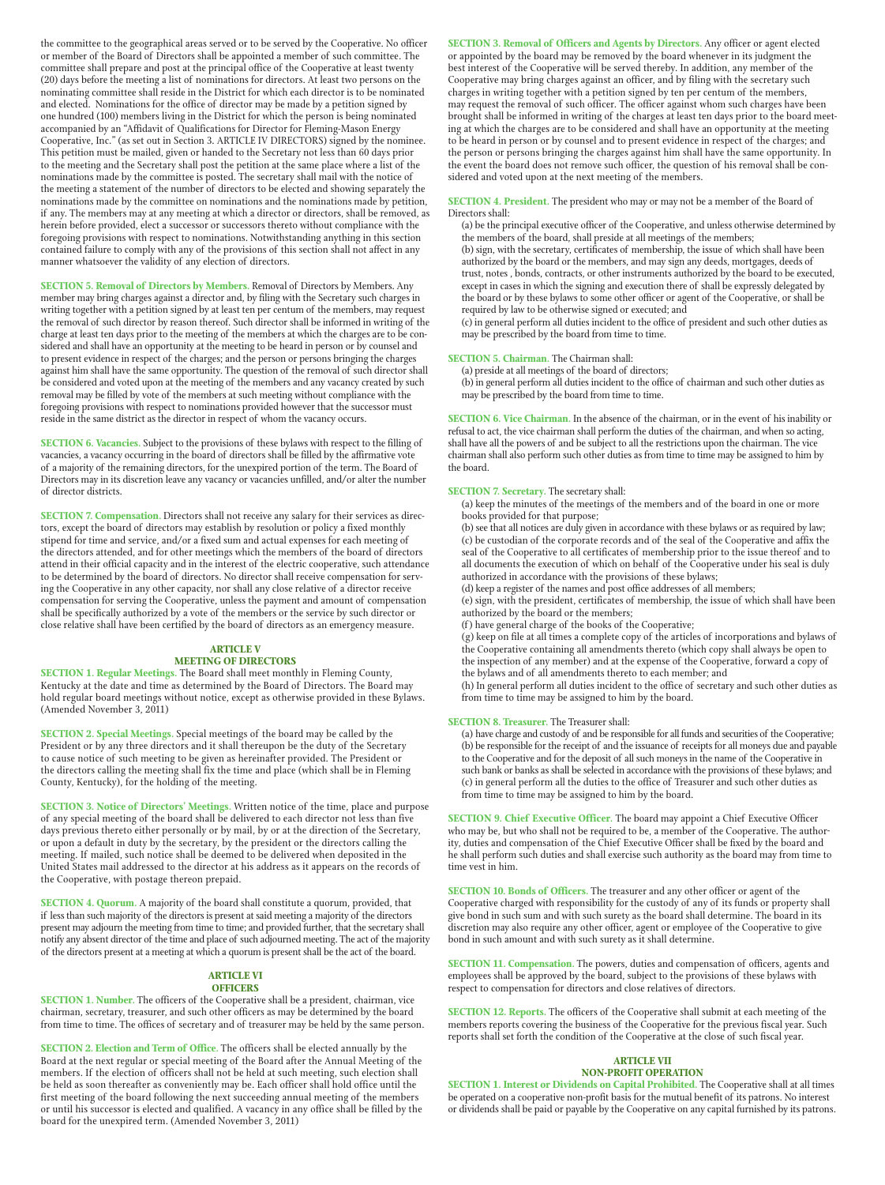the committee to the geographical areas served or to be served by the Cooperative. No officer or member of the Board of Directors shall be appointed a member of such committee. The committee shall prepare and post at the principal office of the Cooperative at least twenty (20) days before the meeting a list of nominations for directors. At least two persons on the nominating committee shall reside in the District for which each director is to be nominated and elected. Nominations for the office of director may be made by a petition signed by one hundred (100) members living in the District for which the person is being nominated accompanied by an "Affidavit of Qualifications for Director for Fleming-Mason Energy Cooperative, Inc." (as set out in Section 3. ARTICLE IV DIRECTORS) signed by the nominee. This petition must be mailed, given or handed to the Secretary not less than 60 days prior to the meeting and the Secretary shall post the petition at the same place where a list of the nominations made by the committee is posted. The secretary shall mail with the notice of the meeting a statement of the number of directors to be elected and showing separately the nominations made by the committee on nominations and the nominations made by petition, if any. The members may at any meeting at which a director or directors, shall be removed, as herein before provided, elect a successor or successors thereto without compliance with the foregoing provisions with respect to nominations. Notwithstanding anything in this section contained failure to comply with any of the provisions of this section shall not affect in any manner whatsoever the validity of any election of directors.

**SECTION 5. Removal of Directors by Members.** Removal of Directors by Members. Any member may bring charges against a director and, by filing with the Secretary such charges in writing together with a petition signed by at least ten per centum of the members, may request the removal of such director by reason thereof. Such director shall be informed in writing of the charge at least ten days prior to the meeting of the members at which the charges are to be considered and shall have an opportunity at the meeting to be heard in person or by counsel and to present evidence in respect of the charges; and the person or persons bringing the charges against him shall have the same opportunity. The question of the removal of such director shall be considered and voted upon at the meeting of the members and any vacancy created by such removal may be filled by vote of the members at such meeting without compliance with the foregoing provisions with respect to nominations provided however that the successor must reside in the same district as the director in respect of whom the vacancy occurs.

**SECTION 6. Vacancies.** Subject to the provisions of these bylaws with respect to the filling of vacancies, a vacancy occurring in the board of directors shall be filled by the affirmative vote of a majority of the remaining directors, for the unexpired portion of the term. The Board of Directors may in its discretion leave any vacancy or vacancies unfilled, and/or alter the number of director districts.

**SECTION 7. Compensation.** Directors shall not receive any salary for their services as directors, except the board of directors may establish by resolution or policy a fixed monthly stipend for time and service, and/or a fixed sum and actual expenses for each meeting of the directors attended, and for other meetings which the members of the board of directors attend in their official capacity and in the interest of the electric cooperative, such attendance to be determined by the board of directors. No director shall receive compensation for serving the Cooperative in any other capacity, nor shall any close relative of a director receive compensation for serving the Cooperative, unless the payment and amount of compensation shall be specifically authorized by a vote of the members or the service by such director or close relative shall have been certified by the board of directors as an emergency measure.

## ARTICLE V
## MEETING OF DIRECTORS

**SECTION 1. Regular Meetings.** The Board shall meet monthly in Fleming County, Kentucky at the date and time as determined by the Board of Directors. The Board may hold regular board meetings without notice, except as otherwise provided in these Bylaws. (Amended November 3, 2011)

**SECTION 2. Special Meetings.** Special meetings of the board may be called by the President or by any three directors and it shall thereupon be the duty of the Secretary to cause notice of such meeting to be given as hereinafter provided. The President or the directors calling the meeting shall fix the time and place (which shall be in Fleming County, Kentucky), for the holding of the meeting.

**SECTION 3. Notice of Directors' Meetings.** Written notice of the time, place and purpose of any special meeting of the board shall be delivered to each director not less than five days previous thereto either personally or by mail, by or at the direction of the Secretary, or upon a default in duty by the secretary, by the president or the directors calling the meeting. If mailed, such notice shall be deemed to be delivered when deposited in the United States mail addressed to the director at his address as it appears on the records of the Cooperative, with postage thereon prepaid.

**SECTION 4. Quorum.** A majority of the board shall constitute a quorum, provided, that if less than such majority of the directors is present at said meeting a majority of the directors present may adjourn the meeting from time to time; and provided further, that the secretary shall notify any absent director of the time and place of such adjourned meeting. The act of the majority of the directors present at a meeting at which a quorum is present shall be the act of the board.

## ARTICLE VI
## OFFICERS

**SECTION 1. Number.** The officers of the Cooperative shall be a president, chairman, vice chairman, secretary, treasurer, and such other officers as may be determined by the board from time to time. The offices of secretary and of treasurer may be held by the same person.

**SECTION 2. Election and Term of Office.** The officers shall be elected annually by the Board at the next regular or special meeting of the Board after the Annual Meeting of the members. If the election of officers shall not be held at such meeting, such election shall be held as soon thereafter as conveniently may be. Each officer shall hold office until the first meeting of the board following the next succeeding annual meeting of the members or until his successor is elected and qualified. A vacancy in any office shall be filled by the board for the unexpired term. (Amended November 3, 2011)

**SECTION 3. Removal of Officers and Agents by Directors.** Any officer or agent elected or appointed by the board may be removed by the board whenever in its judgment the best interest of the Cooperative will be served thereby. In addition, any member of the Cooperative may bring charges against an officer, and by filing with the secretary such charges in writing together with a petition signed by ten per centum of the members, may request the removal of such officer. The officer against whom such charges have been brought shall be informed in writing of the charges at least ten days prior to the board meeting at which the charges are to be considered and shall have an opportunity at the meeting to be heard in person or by counsel and to present evidence in respect of the charges; and the person or persons bringing the charges against him shall have the same opportunity. In the event the board does not remove such officer, the question of his removal shall be considered and voted upon at the next meeting of the members.

**SECTION 4. President.** The president who may or may not be a member of the Board of Directors shall:

(a) be the principal executive officer of the Cooperative, and unless otherwise determined by the members of the board, shall preside at all meetings of the members;
(b) sign, with the secretary, certificates of membership, the issue of which shall have been authorized by the board or the members, and may sign any deeds, mortgages, deeds of trust, notes , bonds, contracts, or other instruments authorized by the board to be executed, except in cases in which the signing and execution there of shall be expressly delegated by the board or by these bylaws to some other officer or agent of the Cooperative, or shall be required by law to be otherwise signed or executed; and
(c) in general perform all duties incident to the office of president and such other duties as may be prescribed by the board from time to time.

**SECTION 5. Chairman.** The Chairman shall:

(a) preside at all meetings of the board of directors;
(b) in general perform all duties incident to the office of chairman and such other duties as may be prescribed by the board from time to time.

**SECTION 6. Vice Chairman.** In the absence of the chairman, or in the event of his inability or refusal to act, the vice chairman shall perform the duties of the chairman, and when so acting, shall have all the powers of and be subject to all the restrictions upon the chairman. The vice chairman shall also perform such other duties as from time to time may be assigned to him by the board.

**SECTION 7. Secretary.** The secretary shall:

(a) keep the minutes of the meetings of the members and of the board in one or more books provided for that purpose;
(b) see that all notices are duly given in accordance with these bylaws or as required by law;
(c) be custodian of the corporate records and of the seal of the Cooperative and affix the seal of the Cooperative to all certificates of membership prior to the issue thereof and to all documents the execution of which on behalf of the Cooperative under his seal is duly authorized in accordance with the provisions of these bylaws;
(d) keep a register of the names and post office addresses of all members;
(e) sign, with the president, certificates of membership, the issue of which shall have been authorized by the board or the members;
(f) have general charge of the books of the Cooperative;
(g) keep on file at all times a complete copy of the articles of incorporations and bylaws of the Cooperative containing all amendments thereto (which copy shall always be open to the inspection of any member) and at the expense of the Cooperative, forward a copy of the bylaws and of all amendments thereto to each member; and
(h) In general perform all duties incident to the office of secretary and such other duties as from time to time may be assigned to him by the board.

**SECTION 8. Treasurer.** The Treasurer shall:

(a) have charge and custody of and be responsible for all funds and securities of the Cooperative;
(b) be responsible for the receipt of and the issuance of receipts for all moneys due and payable to the Cooperative and for the deposit of all such moneys in the name of the Cooperative in such bank or banks as shall be selected in accordance with the provisions of these bylaws; and
(c) in general perform all the duties to the office of Treasurer and such other duties as from time to time may be assigned to him by the board.

**SECTION 9. Chief Executive Officer.** The board may appoint a Chief Executive Officer who may be, but who shall not be required to be, a member of the Cooperative. The authority, duties and compensation of the Chief Executive Officer shall be fixed by the board and he shall perform such duties and shall exercise such authority as the board may from time to time vest in him.

**SECTION 10. Bonds of Officers.** The treasurer and any other officer or agent of the Cooperative charged with responsibility for the custody of any of its funds or property shall give bond in such sum and with such surety as the board shall determine. The board in its discretion may also require any other officer, agent or employee of the Cooperative to give bond in such amount and with such surety as it shall determine.

**SECTION 11. Compensation.** The powers, duties and compensation of officers, agents and employees shall be approved by the board, subject to the provisions of these bylaws with respect to compensation for directors and close relatives of directors.

**SECTION 12. Reports.** The officers of the Cooperative shall submit at each meeting of the members reports covering the business of the Cooperative for the previous fiscal year. Such reports shall set forth the condition of the Cooperative at the close of such fiscal year.

## ARTICLE VII
## NON-PROFIT OPERATION

**SECTION 1. Interest or Dividends on Capital Prohibited.** The Cooperative shall at all times be operated on a cooperative non-profit basis for the mutual benefit of its patrons. No interest or dividends shall be paid or payable by the Cooperative on any capital furnished by its patrons.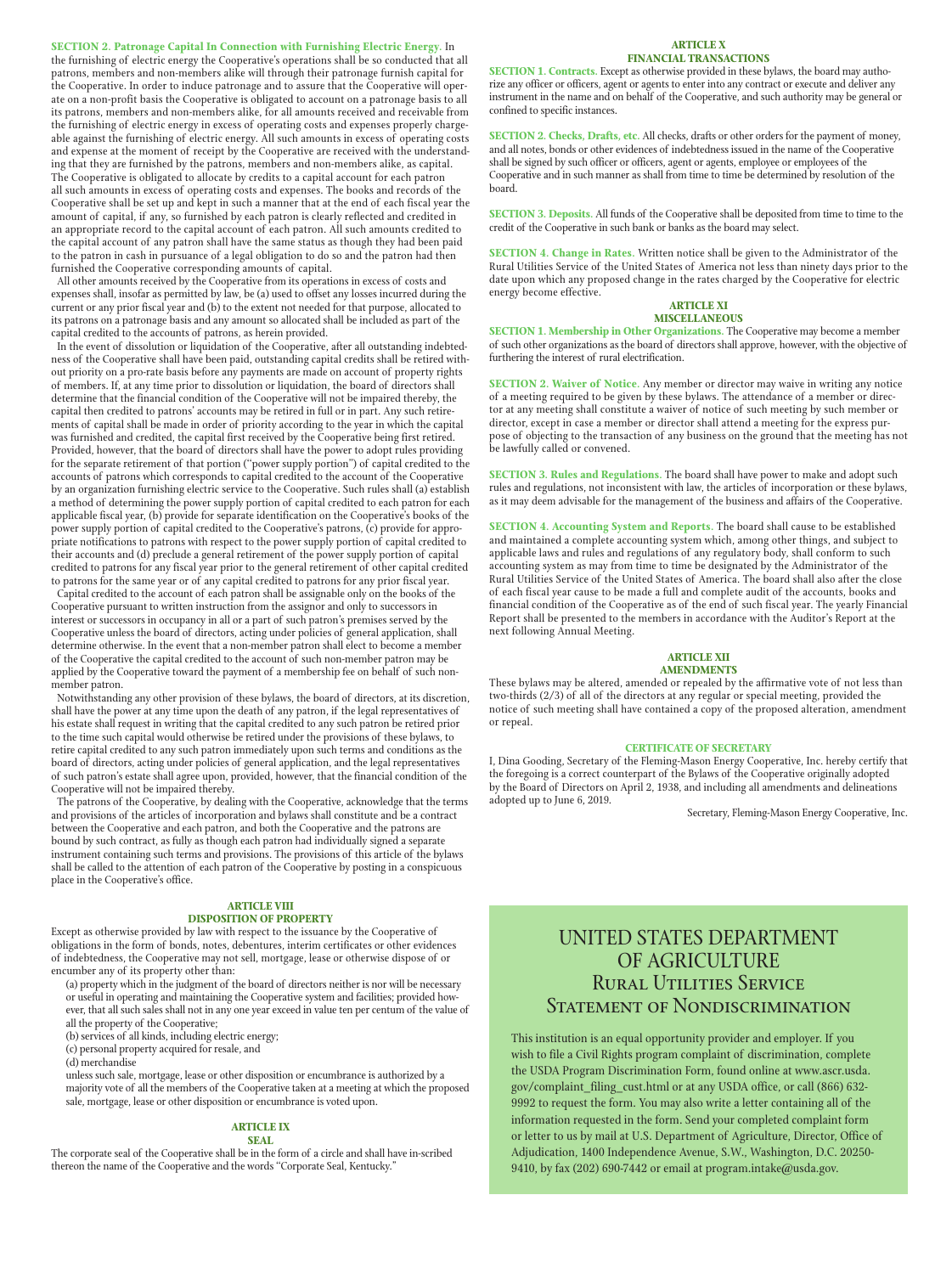**SECTION 2. Patronage Capital In Connection with Furnishing Electric Energy.** In the furnishing of electric energy the Cooperative's operations shall be so conducted that all patrons, members and non-members alike will through their patronage furnish capital for the Cooperative. In order to induce patronage and to assure that the Cooperative will operate on a non-profit basis the Cooperative is obligated to account on a patronage basis to all its patrons, members and non-members alike, for all amounts received and receivable from the furnishing of electric energy in excess of operating costs and expenses properly chargeable against the furnishing of electric energy. All such amounts in excess of operating costs and expense at the moment of receipt by the Cooperative are received with the understanding that they are furnished by the patrons, members and non-members alike, as capital. The Cooperative is obligated to allocate by credits to a capital account for each patron all such amounts in excess of operating costs and expenses. The books and records of the Cooperative shall be set up and kept in such a manner that at the end of each fiscal year the amount of capital, if any, so furnished by each patron is clearly reflected and credited in an appropriate record to the capital account of each patron. All such amounts credited to the capital account of any patron shall have the same status as though they had been paid to the patron in cash in pursuance of a legal obligation to do so and the patron had then furnished the Cooperative corresponding amounts of capital.

All other amounts received by the Cooperative from its operations in excess of costs and expenses shall, insofar as permitted by law, be (a) used to offset any losses incurred during the current or any prior fiscal year and (b) to the extent not needed for that purpose, allocated to its patrons on a patronage basis and any amount so allocated shall be included as part of the capital credited to the accounts of patrons, as herein provided.

In the event of dissolution or liquidation of the Cooperative, after all outstanding indebtedness of the Cooperative shall have been paid, outstanding capital credits shall be retired without priority on a pro-rate basis before any payments are made on account of property rights of members. If, at any time prior to dissolution or liquidation, the board of directors shall determine that the financial condition of the Cooperative will not be impaired thereby, the capital then credited to patrons' accounts may be retired in full or in part. Any such retirements of capital shall be made in order of priority according to the year in which the capital was furnished and credited, the capital first received by the Cooperative being first retired. Provided, however, that the board of directors shall have the power to adopt rules providing for the separate retirement of that portion ("power supply portion") of capital credited to the accounts of patrons which corresponds to capital credited to the account of the Cooperative by an organization furnishing electric service to the Cooperative. Such rules shall (a) establish a method of determining the power supply portion of capital credited to each patron for each applicable fiscal year, (b) provide for separate identification on the Cooperative's books of the power supply portion of capital credited to the Cooperative's patrons, (c) provide for appropriate notifications to patrons with respect to the power supply portion of capital credited to their accounts and (d) preclude a general retirement of the power supply portion of capital credited to patrons for any fiscal year prior to the general retirement of other capital credited to patrons for the same year or of any capital credited to patrons for any prior fiscal year.

Capital credited to the account of each patron shall be assignable only on the books of the Cooperative pursuant to written instruction from the assignor and only to successors in interest or successors in occupancy in all or a part of such patron's premises served by the Cooperative unless the board of directors, acting under policies of general application, shall determine otherwise. In the event that a non-member patron shall elect to become a member of the Cooperative the capital credited to the account of such non-member patron may be applied by the Cooperative toward the payment of a membership fee on behalf of such non-member patron.

Notwithstanding any other provision of these bylaws, the board of directors, at its discretion, shall have the power at any time upon the death of any patron, if the legal representatives of his estate shall request in writing that the capital credited to any such patron be retired prior to the time such capital would otherwise be retired under the provisions of these bylaws, to retire capital credited to any such patron immediately upon such terms and conditions as the board of directors, acting under policies of general application, and the legal representatives of such patron's estate shall agree upon, provided, however, that the financial condition of the Cooperative will not be impaired thereby.

The patrons of the Cooperative, by dealing with the Cooperative, acknowledge that the terms and provisions of the articles of incorporation and bylaws shall constitute and be a contract between the Cooperative and each patron, and both the Cooperative and the patrons are bound by such contract, as fully as though each patron had individually signed a separate instrument containing such terms and provisions. The provisions of this article of the bylaws shall be called to the attention of each patron of the Cooperative by posting in a conspicuous place in the Cooperative's office.

## ARTICLE VIII
## DISPOSITION OF PROPERTY

Except as otherwise provided by law with respect to the issuance by the Cooperative of obligations in the form of bonds, notes, debentures, interim certificates or other evidences of indebtedness, the Cooperative may not sell, mortgage, lease or otherwise dispose of or encumber any of its property other than:

(a) property which in the judgment of the board of directors neither is nor will be necessary or useful in operating and maintaining the Cooperative system and facilities; provided however, that all such sales shall not in any one year exceed in value ten per centum of the value of all the property of the Cooperative;

(b) services of all kinds, including electric energy;

(c) personal property acquired for resale, and

(d) merchandise

unless such sale, mortgage, lease or other disposition or encumbrance is authorized by a majority vote of all the members of the Cooperative taken at a meeting at which the proposed sale, mortgage, lease or other disposition or encumbrance is voted upon.

## ARTICLE IX
## SEAL

The corporate seal of the Cooperative shall be in the form of a circle and shall have in-scribed thereon the name of the Cooperative and the words "Corporate Seal, Kentucky."

## ARTICLE X
## FINANCIAL TRANSACTIONS

**SECTION 1. Contracts.** Except as otherwise provided in these bylaws, the board may authorize any officer or officers, agent or agents to enter into any contract or execute and deliver any instrument in the name and on behalf of the Cooperative, and such authority may be general or confined to specific instances.

**SECTION 2. Checks, Drafts, etc.** All checks, drafts or other orders for the payment of money, and all notes, bonds or other evidences of indebtedness issued in the name of the Cooperative shall be signed by such officer or officers, agent or agents, employee or employees of the Cooperative and in such manner as shall from time to time be determined by resolution of the board.

**SECTION 3. Deposits.** All funds of the Cooperative shall be deposited from time to time to the credit of the Cooperative in such bank or banks as the board may select.

**SECTION 4. Change in Rates.** Written notice shall be given to the Administrator of the Rural Utilities Service of the United States of America not less than ninety days prior to the date upon which any proposed change in the rates charged by the Cooperative for electric energy become effective.

## ARTICLE XI
## MISCELLANEOUS

**SECTION 1. Membership in Other Organizations.** The Cooperative may become a member of such other organizations as the board of directors shall approve, however, with the objective of furthering the interest of rural electrification.

**SECTION 2. Waiver of Notice.** Any member or director may waive in writing any notice of a meeting required to be given by these bylaws. The attendance of a member or director at any meeting shall constitute a waiver of notice of such meeting by such member or director, except in case a member or director shall attend a meeting for the express purpose of objecting to the transaction of any business on the ground that the meeting has not be lawfully called or convened.

**SECTION 3. Rules and Regulations.** The board shall have power to make and adopt such rules and regulations, not inconsistent with law, the articles of incorporation or these bylaws, as it may deem advisable for the management of the business and affairs of the Cooperative.

**SECTION 4. Accounting System and Reports.** The board shall cause to be established and maintained a complete accounting system which, among other things, and subject to applicable laws and rules and regulations of any regulatory body, shall conform to such accounting system as may from time to time be designated by the Administrator of the Rural Utilities Service of the United States of America. The board shall also after the close of each fiscal year cause to be made a full and complete audit of the accounts, books and financial condition of the Cooperative as of the end of such fiscal year. The yearly Financial Report shall be presented to the members in accordance with the Auditor's Report at the next following Annual Meeting.

## ARTICLE XII
## AMENDMENTS

These bylaws may be altered, amended or repealed by the affirmative vote of not less than two-thirds (2/3) of all of the directors at any regular or special meeting, provided the notice of such meeting shall have contained a copy of the proposed alteration, amendment or repeal.

## CERTIFICATE OF SECRETARY

I, Dina Gooding, Secretary of the Fleming-Mason Energy Cooperative, Inc. hereby certify that the foregoing is a correct counterpart of the Bylaws of the Cooperative originally adopted by the Board of Directors on April 2, 1938, and including all amendments and delineations adopted up to June 6, 2019.

Secretary, Fleming-Mason Energy Cooperative, Inc.

## UNITED STATES DEPARTMENT OF AGRICULTURE
## Rural Utilities Service
## Statement of Nondiscrimination

This institution is an equal opportunity provider and employer. If you wish to file a Civil Rights program complaint of discrimination, complete the USDA Program Discrimination Form, found online at www.ascr.usda.gov/complaint_filing_cust.html or at any USDA office, or call (866) 632-9992 to request the form. You may also write a letter containing all of the information requested in the form. Send your completed complaint form or letter to us by mail at U.S. Department of Agriculture, Director, Office of Adjudication, 1400 Independence Avenue, S.W., Washington, D.C. 20250-9410, by fax (202) 690-7442 or email at program.intake@usda.gov.